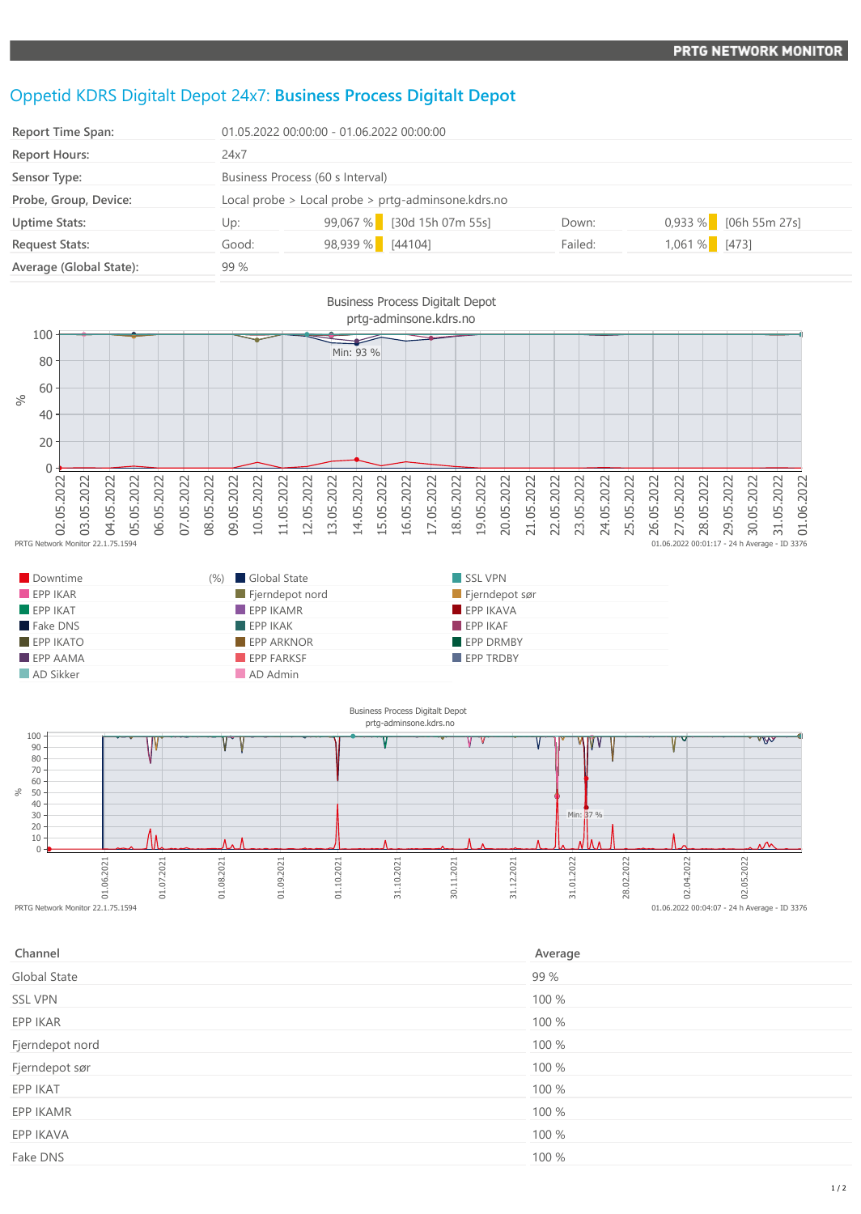# Oppetid KDRS Digitalt Depot 24x7: **Business Process Digitalt Depot**

| | | | | | |
|---|---|---|---|---|---|
| **Report Time Span:** | 01.05.2022 00:00:00 - 01.06.2022 00:00:00 | | | | |
| **Report Hours:** | 24x7 | | | | |
| **Sensor Type:** | Business Process (60 s Interval) | | | | |
| **Probe, Group, Device:** | Local probe > Local probe > prtg-adminsone.kdrs.no | | | | |
| **Uptime Stats:** | Up: | 99,067 % [30d 15h 07m 55s] | Down: | 0,933 % [06h 55m 27s] | |
| **Request Stats:** | Good: | 98,939 % [44104] | Failed: | 1,061 % [473] | |
| **Average (Global State):** | 99 % | | | | |

Business Process Digitalt Depot
prtg-adminsone.kdrs.no

PRTG Network Monitor 22.1.75.1594 — 01.06.2022 00:01:17 - 24 h Average - ID 3376

| | (%) | | |
|---|---|---|---|
| Downtime | | Global State | SSL VPN |
| EPP IKAR | | Fjerndepot nord | Fjerndepot sør |
| EPP IKAT | | EPP IKAMR | EPP IKAVA |
| Fake DNS | | EPP IKAK | EPP IKAF |
| EPP IKATO | | EPP ARKNOR | EPP DRMBY |
| EPP AAMA | | EPP FARKSF | EPP TRDBY |
| AD Sikker | | AD Admin | |

Business Process Digitalt Depot
prtg-adminsone.kdrs.no

PRTG Network Monitor 22.1.75.1594 — 01.06.2022 00:04:07 - 24 h Average - ID 3376

| Channel | Average |
|---|---|
| Global State | 99 % |
| SSL VPN | 100 % |
| EPP IKAR | 100 % |
| Fjerndepot nord | 100 % |
| Fjerndepot sør | 100 % |
| EPP IKAT | 100 % |
| EPP IKAMR | 100 % |
| EPP IKAVA | 100 % |
| Fake DNS | 100 % |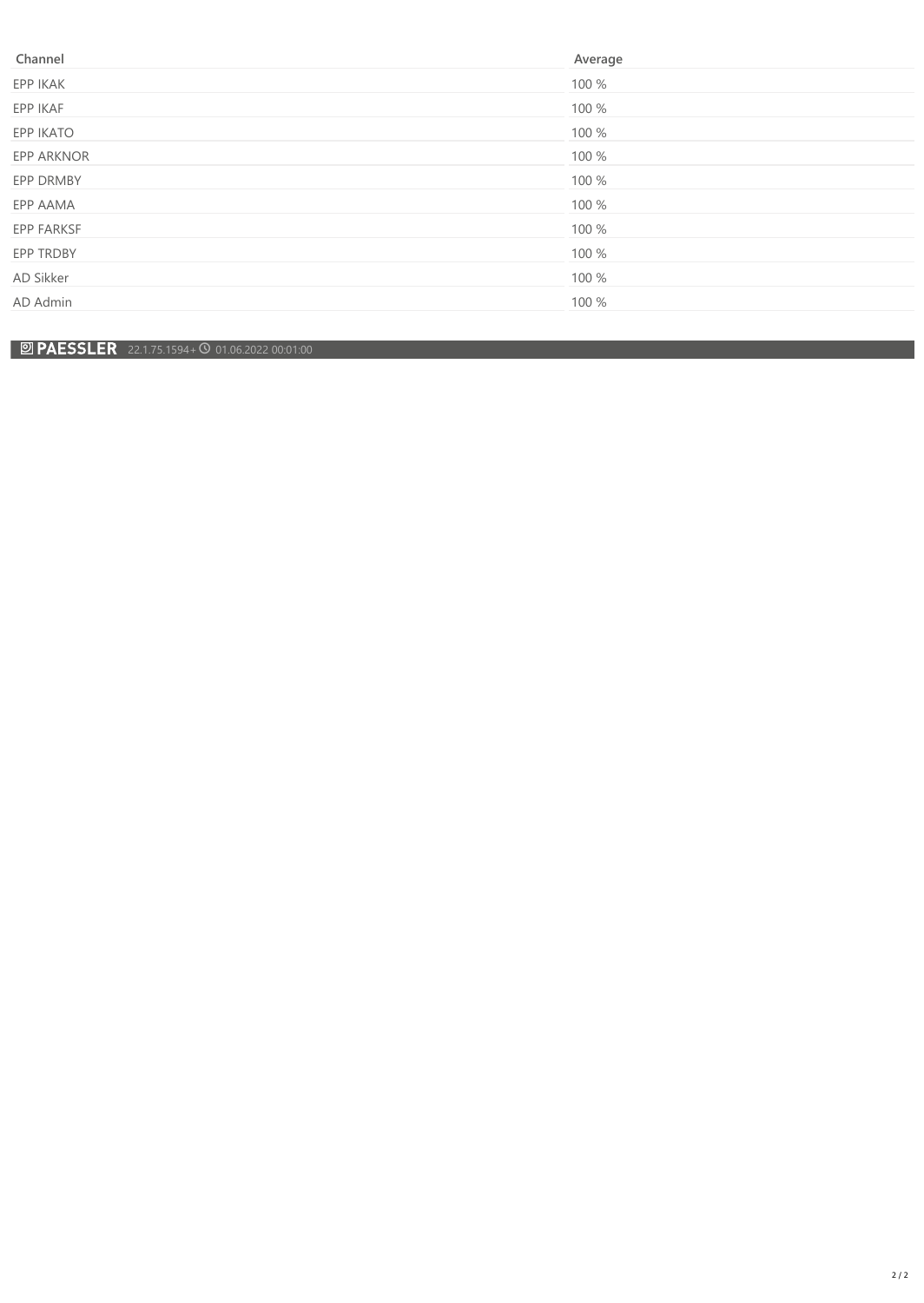| Channel | Average |
|---|---|
| EPP IKAK | 100 % |
| EPP IKAF | 100 % |
| EPP IKATO | 100 % |
| EPP ARKNOR | 100 % |
| EPP DRMBY | 100 % |
| EPP AAMA | 100 % |
| EPP FARKSF | 100 % |
| EPP TRDBY | 100 % |
| AD Sikker | 100 % |
| AD Admin | 100 % |

PAESSLER 22.1.75.1594+ 01.06.2022 00:01:00